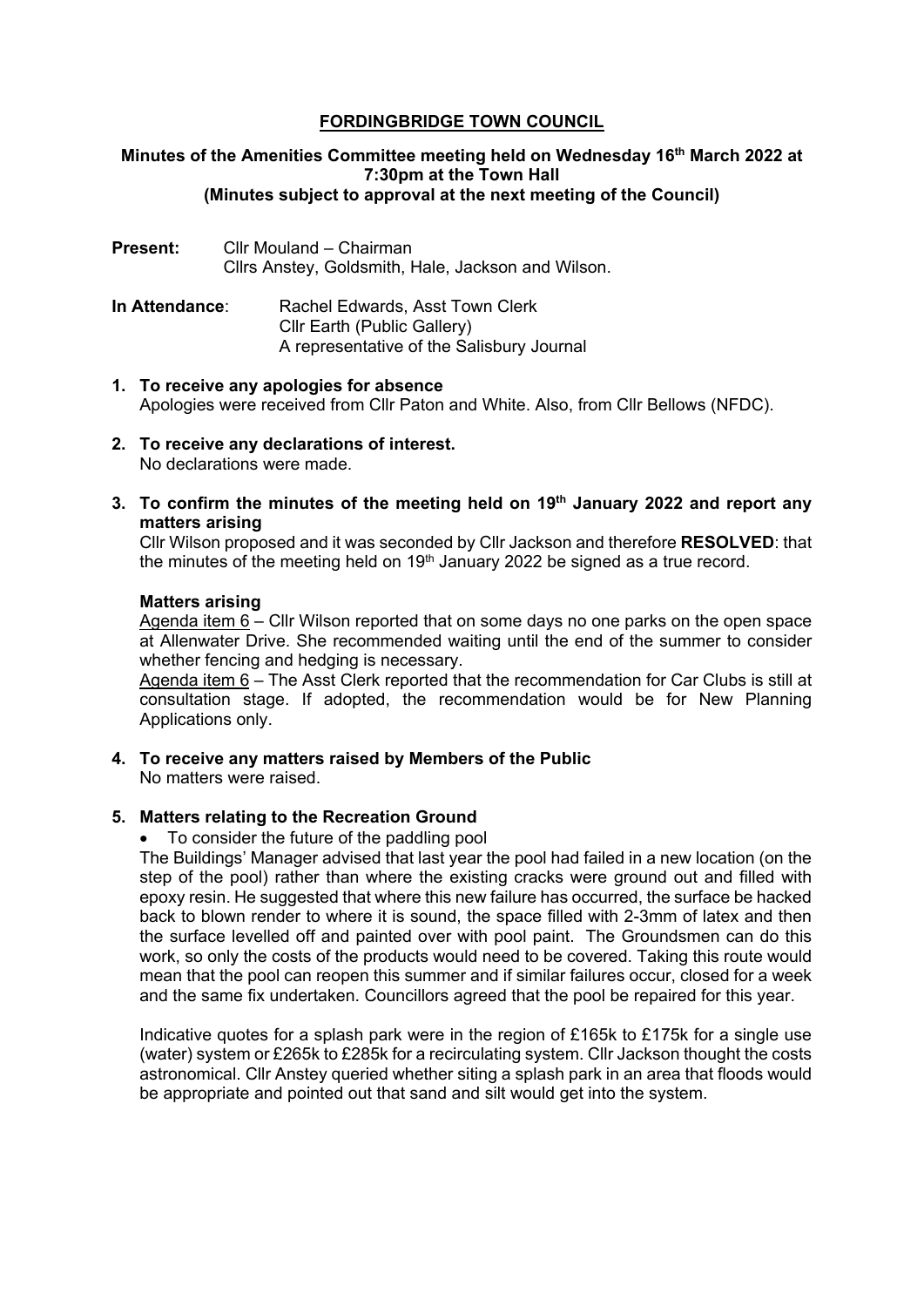# FORDINGBRIDGE TOWN COUNCIL

**Minutes of the Amenities Committee meeting held on Wednesday 16th March 2022 at 7:30pm at the Town Hall**
**(Minutes subject to approval at the next meeting of the Council)**

**Present:** Cllr Mouland – Chairman
Cllrs Anstey, Goldsmith, Hale, Jackson and Wilson.

**In Attendance**: Rachel Edwards, Asst Town Clerk
Cllr Earth (Public Gallery)
A representative of the Salisbury Journal

**1. To receive any apologies for absence**
Apologies were received from Cllr Paton and White. Also, from Cllr Bellows (NFDC).

**2. To receive any declarations of interest.**
No declarations were made.

**3. To confirm the minutes of the meeting held on 19th January 2022 and report any matters arising**
Cllr Wilson proposed and it was seconded by Cllr Jackson and therefore **RESOLVED**: that the minutes of the meeting held on 19th January 2022 be signed as a true record.

**Matters arising**
Agenda item 6 – Cllr Wilson reported that on some days no one parks on the open space at Allenwater Drive. She recommended waiting until the end of the summer to consider whether fencing and hedging is necessary.
Agenda item 6 – The Asst Clerk reported that the recommendation for Car Clubs is still at consultation stage. If adopted, the recommendation would be for New Planning Applications only.

**4. To receive any matters raised by Members of the Public**
No matters were raised.

**5. Matters relating to the Recreation Ground**

- To consider the future of the paddling pool

The Buildings' Manager advised that last year the pool had failed in a new location (on the step of the pool) rather than where the existing cracks were ground out and filled with epoxy resin. He suggested that where this new failure has occurred, the surface be hacked back to blown render to where it is sound, the space filled with 2-3mm of latex and then the surface levelled off and painted over with pool paint. The Groundsmen can do this work, so only the costs of the products would need to be covered. Taking this route would mean that the pool can reopen this summer and if similar failures occur, closed for a week and the same fix undertaken. Councillors agreed that the pool be repaired for this year.

Indicative quotes for a splash park were in the region of £165k to £175k for a single use (water) system or £265k to £285k for a recirculating system. Cllr Jackson thought the costs astronomical. Cllr Anstey queried whether siting a splash park in an area that floods would be appropriate and pointed out that sand and silt would get into the system.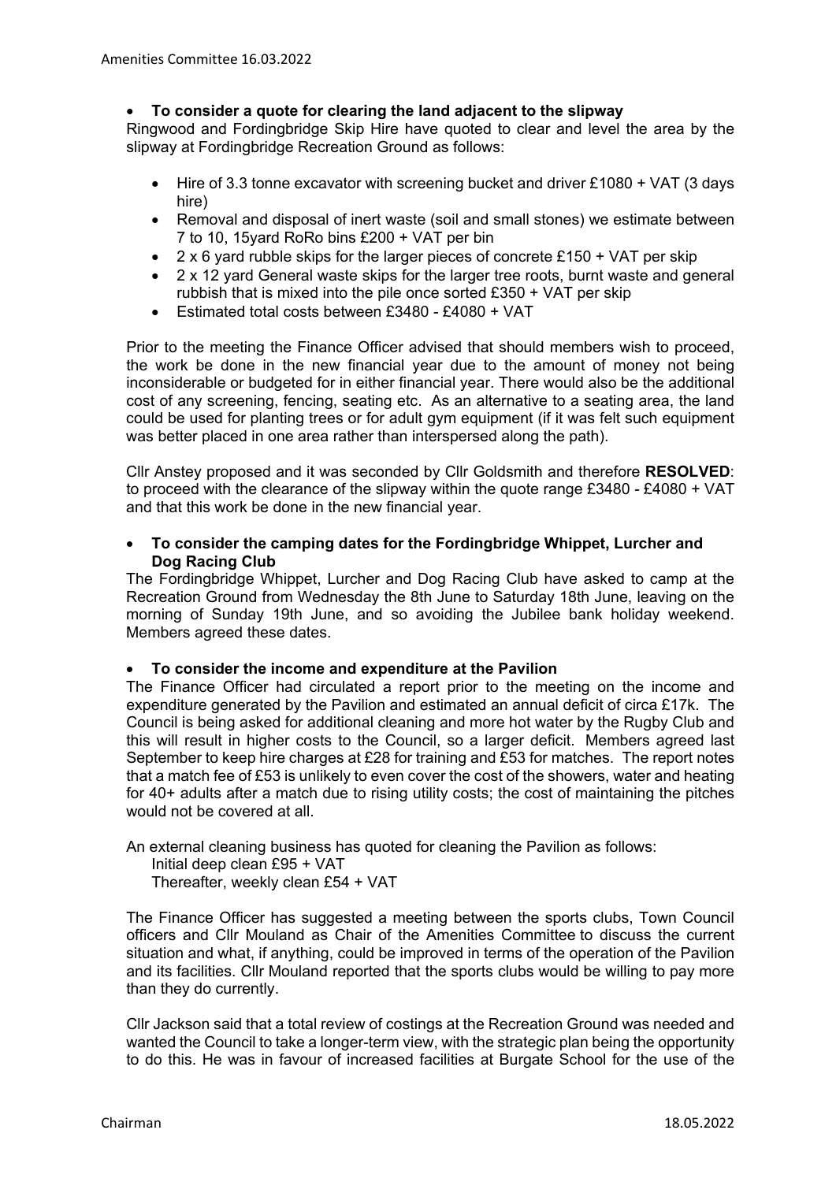- **To consider a quote for clearing the land adjacent to the slipway**

Ringwood and Fordingbridge Skip Hire have quoted to clear and level the area by the slipway at Fordingbridge Recreation Ground as follows:

- Hire of 3.3 tonne excavator with screening bucket and driver £1080 + VAT (3 days hire)
- Removal and disposal of inert waste (soil and small stones) we estimate between 7 to 10, 15yard RoRo bins £200 + VAT per bin
- 2 x 6 yard rubble skips for the larger pieces of concrete £150 + VAT per skip
- 2 x 12 yard General waste skips for the larger tree roots, burnt waste and general rubbish that is mixed into the pile once sorted £350 + VAT per skip
- Estimated total costs between £3480 - £4080 + VAT

Prior to the meeting the Finance Officer advised that should members wish to proceed, the work be done in the new financial year due to the amount of money not being inconsiderable or budgeted for in either financial year. There would also be the additional cost of any screening, fencing, seating etc. As an alternative to a seating area, the land could be used for planting trees or for adult gym equipment (if it was felt such equipment was better placed in one area rather than interspersed along the path).

Cllr Anstey proposed and it was seconded by Cllr Goldsmith and therefore **RESOLVED**: to proceed with the clearance of the slipway within the quote range £3480 - £4080 + VAT and that this work be done in the new financial year.

- **To consider the camping dates for the Fordingbridge Whippet, Lurcher and Dog Racing Club**

The Fordingbridge Whippet, Lurcher and Dog Racing Club have asked to camp at the Recreation Ground from Wednesday the 8th June to Saturday 18th June, leaving on the morning of Sunday 19th June, and so avoiding the Jubilee bank holiday weekend. Members agreed these dates.

- **To consider the income and expenditure at the Pavilion**

The Finance Officer had circulated a report prior to the meeting on the income and expenditure generated by the Pavilion and estimated an annual deficit of circa £17k. The Council is being asked for additional cleaning and more hot water by the Rugby Club and this will result in higher costs to the Council, so a larger deficit. Members agreed last September to keep hire charges at £28 for training and £53 for matches. The report notes that a match fee of £53 is unlikely to even cover the cost of the showers, water and heating for 40+ adults after a match due to rising utility costs; the cost of maintaining the pitches would not be covered at all.

An external cleaning business has quoted for cleaning the Pavilion as follows:
Initial deep clean £95 + VAT
Thereafter, weekly clean £54 + VAT

The Finance Officer has suggested a meeting between the sports clubs, Town Council officers and Cllr Mouland as Chair of the Amenities Committee to discuss the current situation and what, if anything, could be improved in terms of the operation of the Pavilion and its facilities. Cllr Mouland reported that the sports clubs would be willing to pay more than they do currently.

Cllr Jackson said that a total review of costings at the Recreation Ground was needed and wanted the Council to take a longer-term view, with the strategic plan being the opportunity to do this. He was in favour of increased facilities at Burgate School for the use of the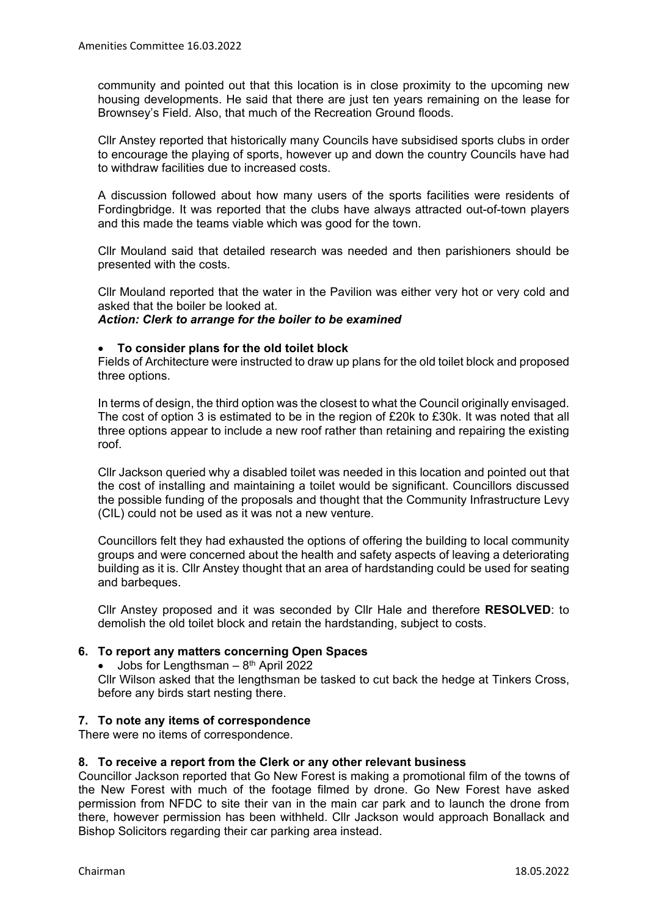community and pointed out that this location is in close proximity to the upcoming new housing developments. He said that there are just ten years remaining on the lease for Brownsey's Field. Also, that much of the Recreation Ground floods.

Cllr Anstey reported that historically many Councils have subsidised sports clubs in order to encourage the playing of sports, however up and down the country Councils have had to withdraw facilities due to increased costs.

A discussion followed about how many users of the sports facilities were residents of Fordingbridge. It was reported that the clubs have always attracted out-of-town players and this made the teams viable which was good for the town.

Cllr Mouland said that detailed research was needed and then parishioners should be presented with the costs.

Cllr Mouland reported that the water in the Pavilion was either very hot or very cold and asked that the boiler be looked at.

***Action: Clerk to arrange for the boiler to be examined***

- **To consider plans for the old toilet block**

Fields of Architecture were instructed to draw up plans for the old toilet block and proposed three options.

In terms of design, the third option was the closest to what the Council originally envisaged. The cost of option 3 is estimated to be in the region of £20k to £30k. It was noted that all three options appear to include a new roof rather than retaining and repairing the existing roof.

Cllr Jackson queried why a disabled toilet was needed in this location and pointed out that the cost of installing and maintaining a toilet would be significant. Councillors discussed the possible funding of the proposals and thought that the Community Infrastructure Levy (CIL) could not be used as it was not a new venture.

Councillors felt they had exhausted the options of offering the building to local community groups and were concerned about the health and safety aspects of leaving a deteriorating building as it is. Cllr Anstey thought that an area of hardstanding could be used for seating and barbeques.

Cllr Anstey proposed and it was seconded by Cllr Hale and therefore **RESOLVED**: to demolish the old toilet block and retain the hardstanding, subject to costs.

## 6. To report any matters concerning Open Spaces

- Jobs for Lengthsman – 8th April 2022

Cllr Wilson asked that the lengthsman be tasked to cut back the hedge at Tinkers Cross, before any birds start nesting there.

## 7. To note any items of correspondence

There were no items of correspondence.

## 8. To receive a report from the Clerk or any other relevant business

Councillor Jackson reported that Go New Forest is making a promotional film of the towns of the New Forest with much of the footage filmed by drone. Go New Forest have asked permission from NFDC to site their van in the main car park and to launch the drone from there, however permission has been withheld. Cllr Jackson would approach Bonallack and Bishop Solicitors regarding their car parking area instead.

Chairman 18.05.2022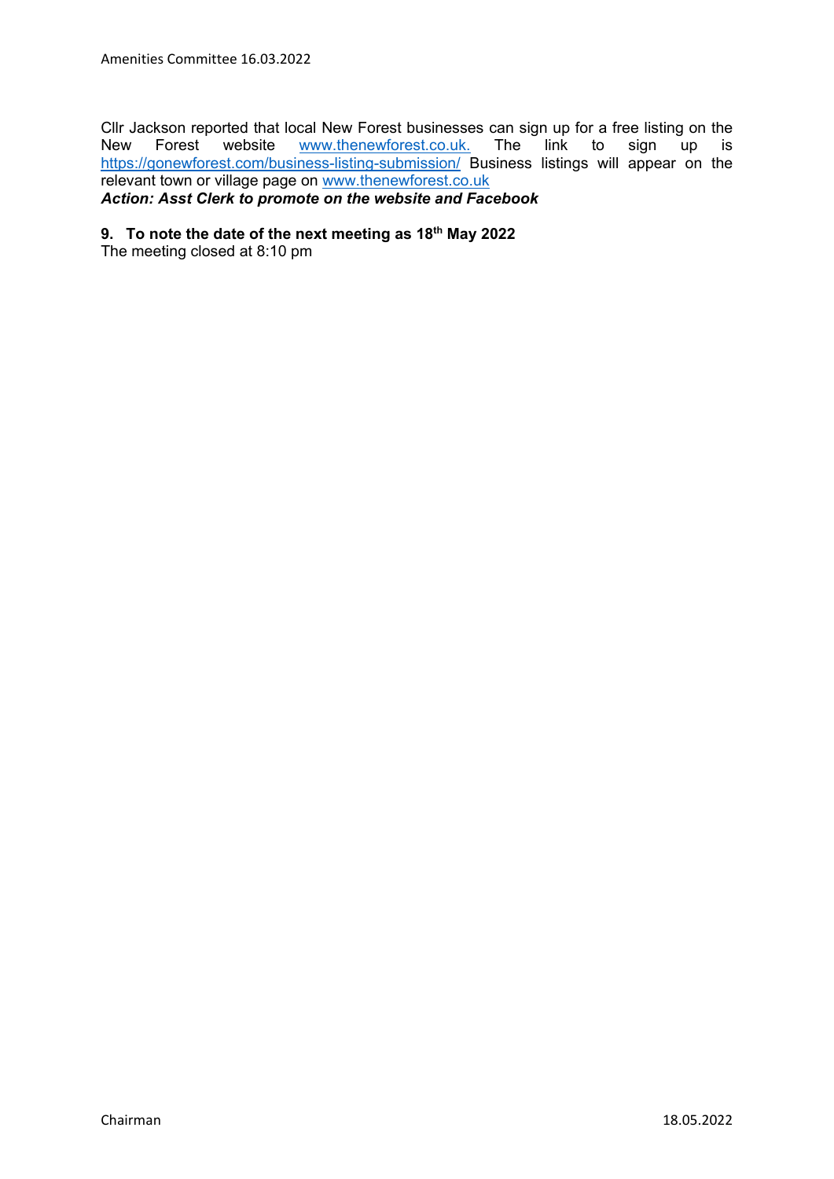Cllr Jackson reported that local New Forest businesses can sign up for a free listing on the New Forest website www.thenewforest.co.uk. The link to sign up is https://gonewforest.com/business-listing-submission/ Business listings will appear on the relevant town or village page on www.thenewforest.co.uk

***Action: Asst Clerk to promote on the website and Facebook***

**9. To note the date of the next meeting as 18th May 2022**

The meeting closed at 8:10 pm

Chairman 18.05.2022